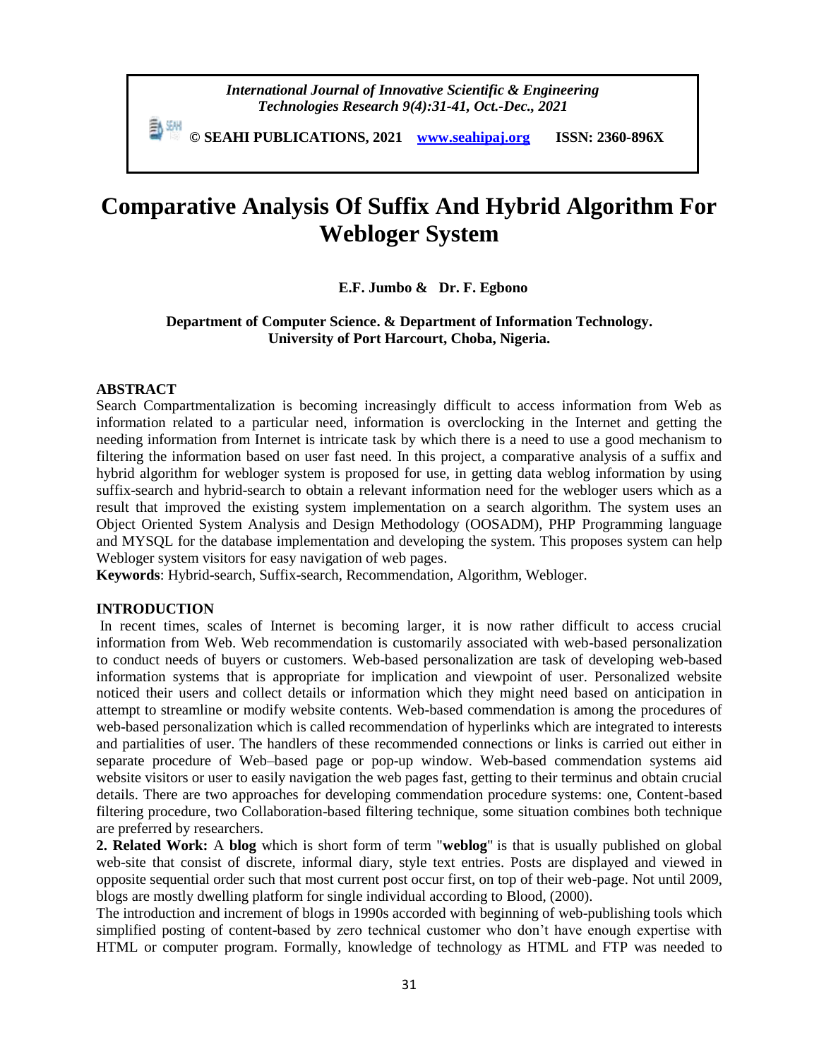*International Journal of Innovative Scientific & Engineering Technologies Research 9(4):31-41, Oct.-Dec., 2021*

**© SEAHI PUBLICATIONS, 2021 [www.seahipaj.org](http://www.seahipaj.org) ISSN: 2360-896X**

# Comparative Analysis Of Suffix And Hybrid Algorithm For Webloger System

**E.F. Jumbo & Dr. F. Egbono**

**Department of Computer Science. & Department of Information Technology. University of Port Harcourt, Choba, Nigeria.**

## ABSTRACT

Search Compartmentalization is becoming increasingly difficult to access information from Web as information related to a particular need, information is overclocking in the Internet and getting the needing information from Internet is intricate task by which there is a need to use a good mechanism to filtering the information based on user fast need. In this project, a comparative analysis of a suffix and hybrid algorithm for webloger system is proposed for use, in getting data weblog information by using suffix-search and hybrid-search to obtain a relevant information need for the webloger users which as a result that improved the existing system implementation on a search algorithm. The system uses an Object Oriented System Analysis and Design Methodology (OOSADM), PHP Programming language and MYSQL for the database implementation and developing the system. This proposes system can help Webloger system visitors for easy navigation of web pages.

**Keywords**: Hybrid-search, Suffix-search, Recommendation, Algorithm, Webloger.

## INTRODUCTION

In recent times, scales of Internet is becoming larger, it is now rather difficult to access crucial information from Web. Web recommendation is customarily associated with web-based personalization to conduct needs of buyers or customers. Web-based personalization are task of developing web-based information systems that is appropriate for implication and viewpoint of user. Personalized website noticed their users and collect details or information which they might need based on anticipation in attempt to streamline or modify website contents. Web-based commendation is among the procedures of web-based personalization which is called recommendation of hyperlinks which are integrated to interests and partialities of user. The handlers of these recommended connections or links is carried out either in separate procedure of Web–based page or pop-up window. Web-based commendation systems aid website visitors or user to easily navigation the web pages fast, getting to their terminus and obtain crucial details. There are two approaches for developing commendation procedure systems: one, Content-based filtering procedure, two Collaboration-based filtering technique, some situation combines both technique are preferred by researchers.

**2. Related Work:** A **blog** which is short form of term "**weblog**" is that is usually published on global web-site that consist of discrete, informal diary, style text entries. Posts are displayed and viewed in opposite sequential order such that most current post occur first, on top of their web-page. Not until 2009, blogs are mostly dwelling platform for single individual according to Blood, (2000).

The introduction and increment of blogs in 1990s accorded with beginning of web-publishing tools which simplified posting of content-based by zero technical customer who don't have enough expertise with HTML or computer program. Formally, knowledge of technology as HTML and FTP was needed to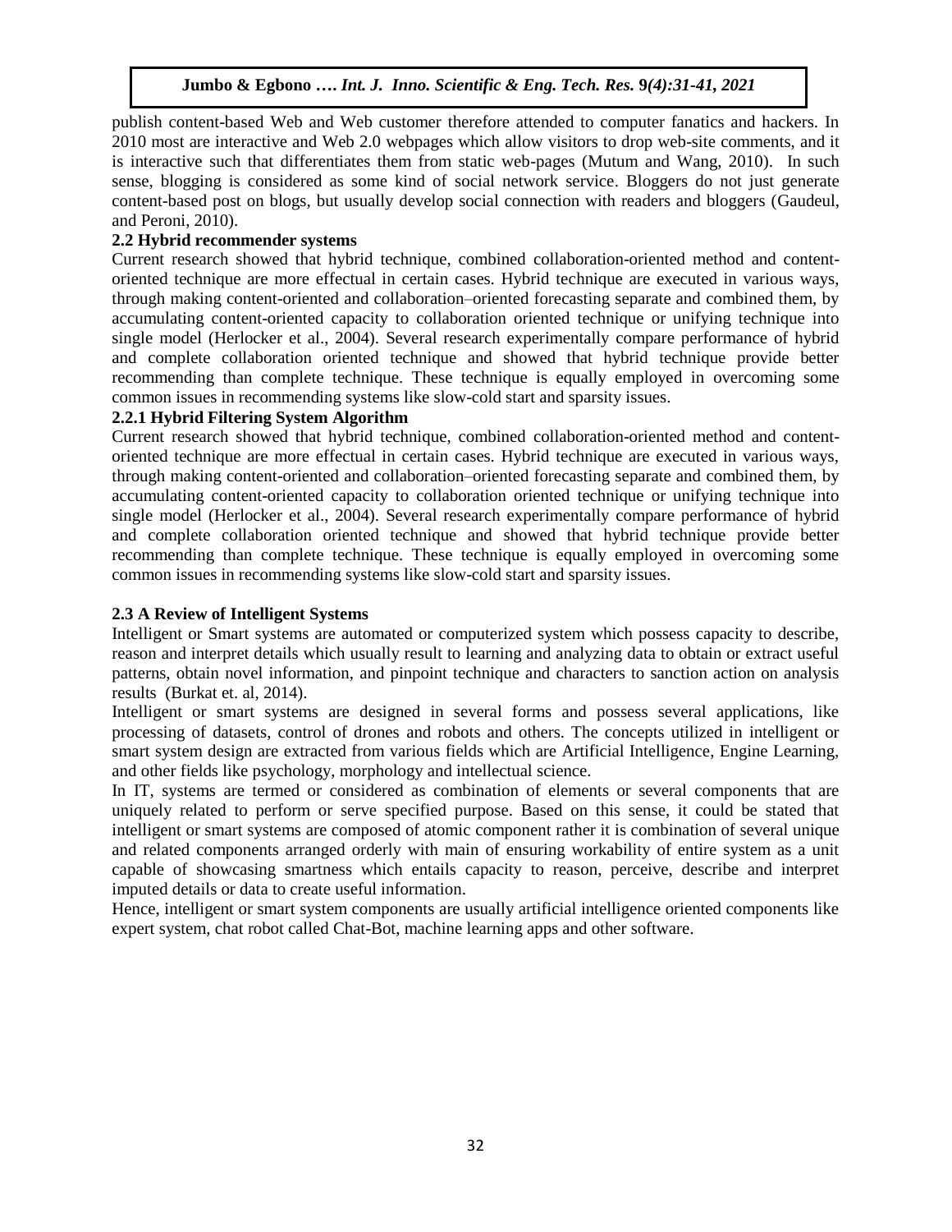publish content-based Web and Web customer therefore attended to computer fanatics and hackers. In 2010 most are interactive and Web 2.0 webpages which allow visitors to drop web-site comments, and it is interactive such that differentiates them from static web-pages (Mutum and Wang, 2010). In such sense, blogging is considered as some kind of social network service. Bloggers do not just generate content-based post on blogs, but usually develop social connection with readers and bloggers (Gaudeul, and Peroni, 2010).

### 2.2 Hybrid recommender systems

Current research showed that hybrid technique, combined collaboration-oriented method and content-oriented technique are more effectual in certain cases. Hybrid technique are executed in various ways, through making content-oriented and collaboration–oriented forecasting separate and combined them, by accumulating content-oriented capacity to collaboration oriented technique or unifying technique into single model (Herlocker et al., 2004). Several research experimentally compare performance of hybrid and complete collaboration oriented technique and showed that hybrid technique provide better recommending than complete technique. These technique is equally employed in overcoming some common issues in recommending systems like slow-cold start and sparsity issues.

#### 2.2.1 Hybrid Filtering System Algorithm

Current research showed that hybrid technique, combined collaboration-oriented method and content-oriented technique are more effectual in certain cases. Hybrid technique are executed in various ways, through making content-oriented and collaboration–oriented forecasting separate and combined them, by accumulating content-oriented capacity to collaboration oriented technique or unifying technique into single model (Herlocker et al., 2004). Several research experimentally compare performance of hybrid and complete collaboration oriented technique and showed that hybrid technique provide better recommending than complete technique. These technique is equally employed in overcoming some common issues in recommending systems like slow-cold start and sparsity issues.

### 2.3 A Review of Intelligent Systems

Intelligent or Smart systems are automated or computerized system which possess capacity to describe, reason and interpret details which usually result to learning and analyzing data to obtain or extract useful patterns, obtain novel information, and pinpoint technique and characters to sanction action on analysis results (Burkat et. al, 2014).

Intelligent or smart systems are designed in several forms and possess several applications, like processing of datasets, control of drones and robots and others. The concepts utilized in intelligent or smart system design are extracted from various fields which are Artificial Intelligence, Engine Learning, and other fields like psychology, morphology and intellectual science.

In IT, systems are termed or considered as combination of elements or several components that are uniquely related to perform or serve specified purpose. Based on this sense, it could be stated that intelligent or smart systems are composed of atomic component rather it is combination of several unique and related components arranged orderly with main of ensuring workability of entire system as a unit capable of showcasing smartness which entails capacity to reason, perceive, describe and interpret imputed details or data to create useful information.

Hence, intelligent or smart system components are usually artificial intelligence oriented components like expert system, chat robot called Chat-Bot, machine learning apps and other software.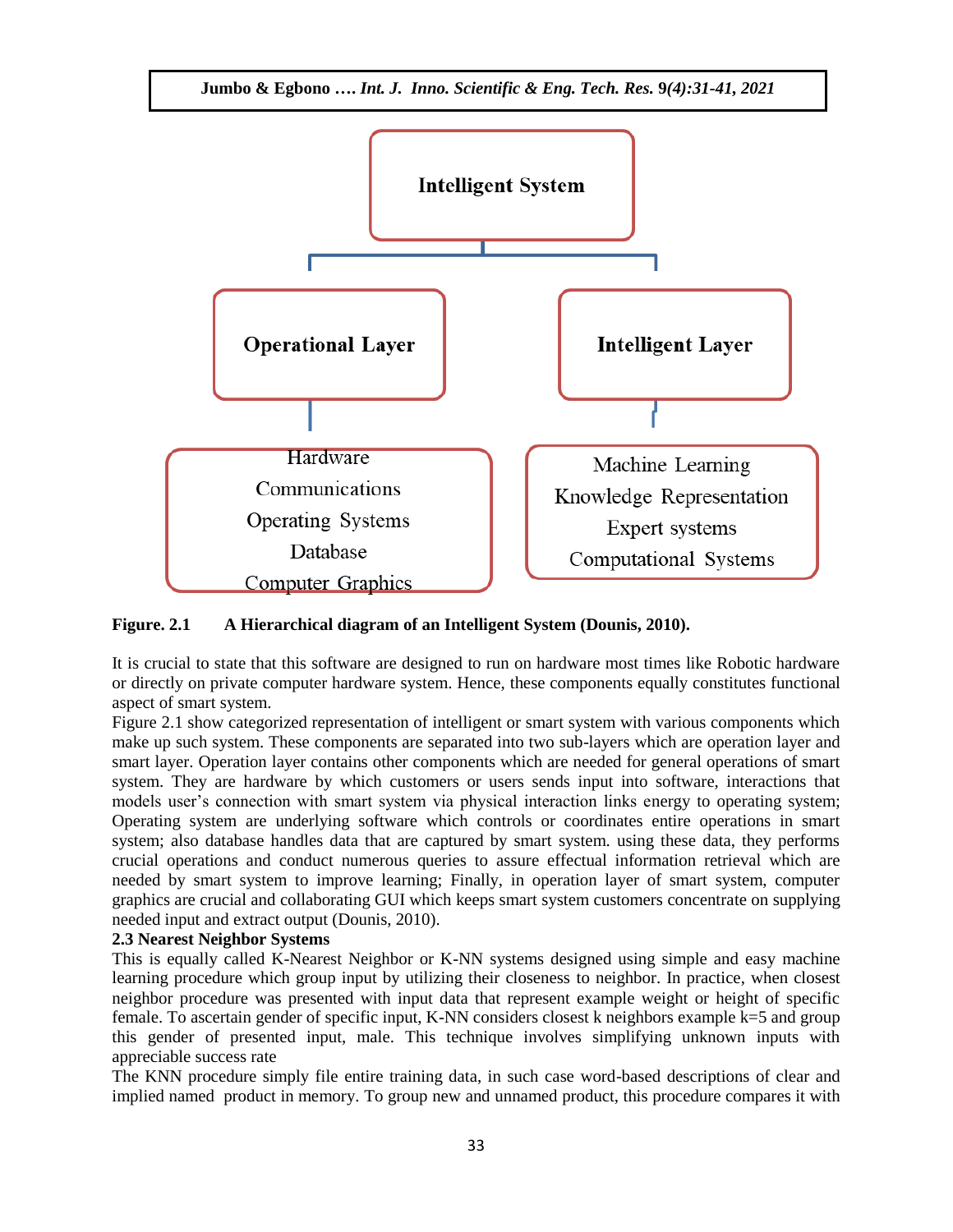Intelligent System

Operational Layer

- Hardware
- Communications
- Operating Systems
- Database
- Computer Graphics

Intelligent Layer

- Machine Learning
- Knowledge Representation
- Expert systems
- Computational Systems

**Figure. 2.1 A Hierarchical diagram of an Intelligent System (Dounis, 2010).**

It is crucial to state that this software are designed to run on hardware most times like Robotic hardware or directly on private computer hardware system. Hence, these components equally constitutes functional aspect of smart system.

Figure 2.1 show categorized representation of intelligent or smart system with various components which make up such system. These components are separated into two sub-layers which are operation layer and smart layer. Operation layer contains other components which are needed for general operations of smart system. They are hardware by which customers or users sends input into software, interactions that models user's connection with smart system via physical interaction links energy to operating system; Operating system are underlying software which controls or coordinates entire operations in smart system; also database handles data that are captured by smart system. using these data, they performs crucial operations and conduct numerous queries to assure effectual information retrieval which are needed by smart system to improve learning; Finally, in operation layer of smart system, computer graphics are crucial and collaborating GUI which keeps smart system customers concentrate on supplying needed input and extract output (Dounis, 2010).

**2.3 Nearest Neighbor Systems**

This is equally called K-Nearest Neighbor or K-NN systems designed using simple and easy machine learning procedure which group input by utilizing their closeness to neighbor. In practice, when closest neighbor procedure was presented with input data that represent example weight or height of specific female. To ascertain gender of specific input, K-NN considers closest k neighbors example k=5 and group this gender of presented input, male. This technique involves simplifying unknown inputs with appreciable success rate

The KNN procedure simply file entire training data, in such case word-based descriptions of clear and implied named product in memory. To group new and unnamed product, this procedure compares it with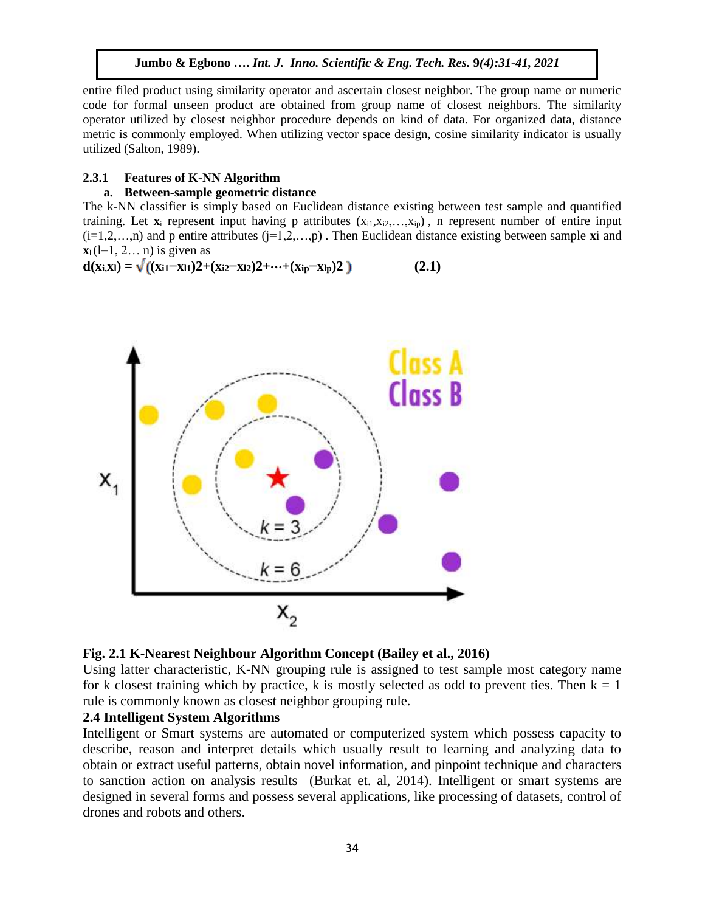entire filed product using similarity operator and ascertain closest neighbor. The group name or numeric code for formal unseen product are obtained from group name of closest neighbors. The similarity operator utilized by closest neighbor procedure depends on kind of data. For organized data, distance metric is commonly employed. When utilizing vector space design, cosine similarity indicator is usually utilized (Salton, 1989).

### 2.3.1 Features of K-NN Algorithm

**a. Between-sample geometric distance**

The k-NN classifier is simply based on Euclidean distance existing between test sample and quantified training. Let $\mathbf{x}_i$ represent input having p attributes $(x_{i1}, x_{i2}, \ldots, x_{ip})$ , n represent number of entire input $(i=1,2,\ldots,n)$ and p entire attributes $(j=1,2,\ldots,p)$ . Then Euclidean distance existing between sample $\mathbf{x}i$ and $\mathbf{x}_l$ $(l=1, 2\ldots n)$ is given as

$$d(x_i, x_l) = \sqrt{((x_{i1}-x_{l1})2+(x_{i2}-x_{l2})2+\cdots+(x_{ip}-x_{lp})2)} \quad (2.1)$$

**Fig. 2.1 K-Nearest Neighbour Algorithm Concept (Bailey et al., 2016)**

Using latter characteristic, K-NN grouping rule is assigned to test sample most category name for k closest training which by practice, k is mostly selected as odd to prevent ties. Then k = 1 rule is commonly known as closest neighbor grouping rule.

## 2.4 Intelligent System Algorithms

Intelligent or Smart systems are automated or computerized system which possess capacity to describe, reason and interpret details which usually result to learning and analyzing data to obtain or extract useful patterns, obtain novel information, and pinpoint technique and characters to sanction action on analysis results (Burkat et. al, 2014). Intelligent or smart systems are designed in several forms and possess several applications, like processing of datasets, control of drones and robots and others.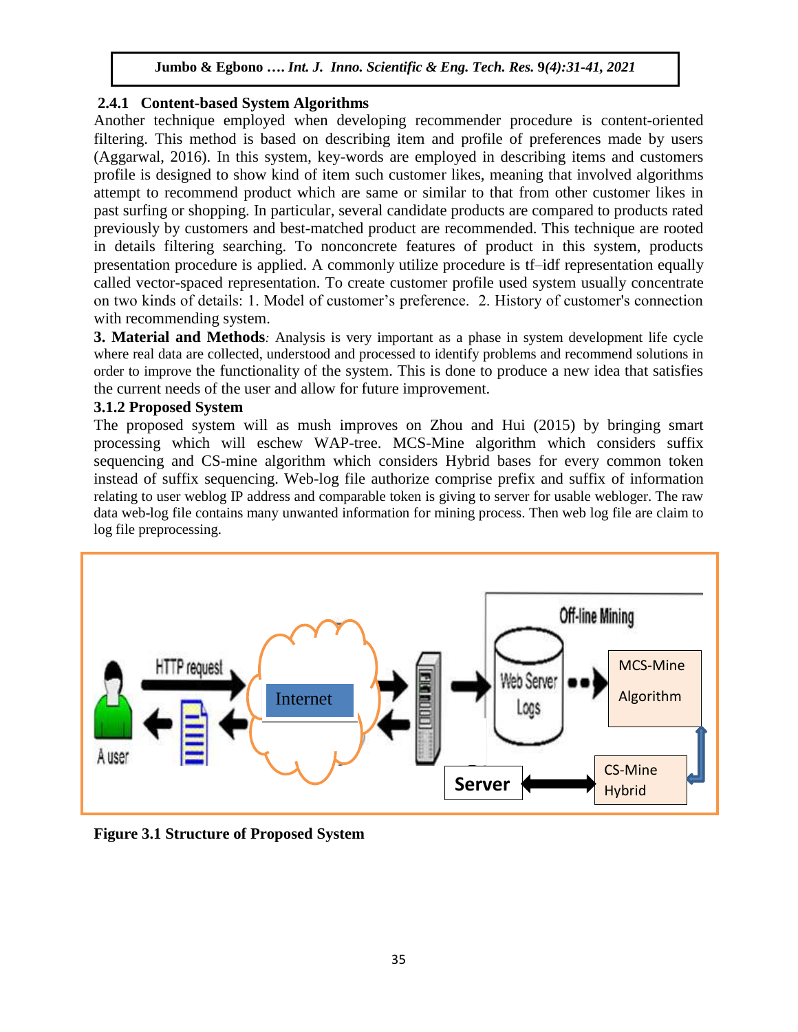### 2.4.1 Content-based System Algorithms

Another technique employed when developing recommender procedure is content-oriented filtering. This method is based on describing item and profile of preferences made by users (Aggarwal, 2016). In this system, key-words are employed in describing items and customers profile is designed to show kind of item such customer likes, meaning that involved algorithms attempt to recommend product which are same or similar to that from other customer likes in past surfing or shopping. In particular, several candidate products are compared to products rated previously by customers and best-matched product are recommended. This technique are rooted in details filtering searching. To nonconcrete features of product in this system, products presentation procedure is applied. A commonly utilize procedure is tf–idf representation equally called vector-spaced representation. To create customer profile used system usually concentrate on two kinds of details: 1. Model of customer's preference. 2. History of customer's connection with recommending system.

**3. Material and Methods***:* Analysis is very important as a phase in system development life cycle where real data are collected, understood and processed to identify problems and recommend solutions in order to improve the functionality of the system. This is done to produce a new idea that satisfies the current needs of the user and allow for future improvement.

### 3.1.2 Proposed System

The proposed system will as mush improves on Zhou and Hui (2015) by bringing smart processing which will eschew WAP-tree. MCS-Mine algorithm which considers suffix sequencing and CS-mine algorithm which considers Hybrid bases for every common token instead of suffix sequencing. Web-log file authorize comprise prefix and suffix of information relating to user weblog IP address and comparable token is giving to server for usable webloger. The raw data web-log file contains many unwanted information for mining process. Then web log file are claim to log file preprocessing.

**Figure 3.1 Structure of Proposed System**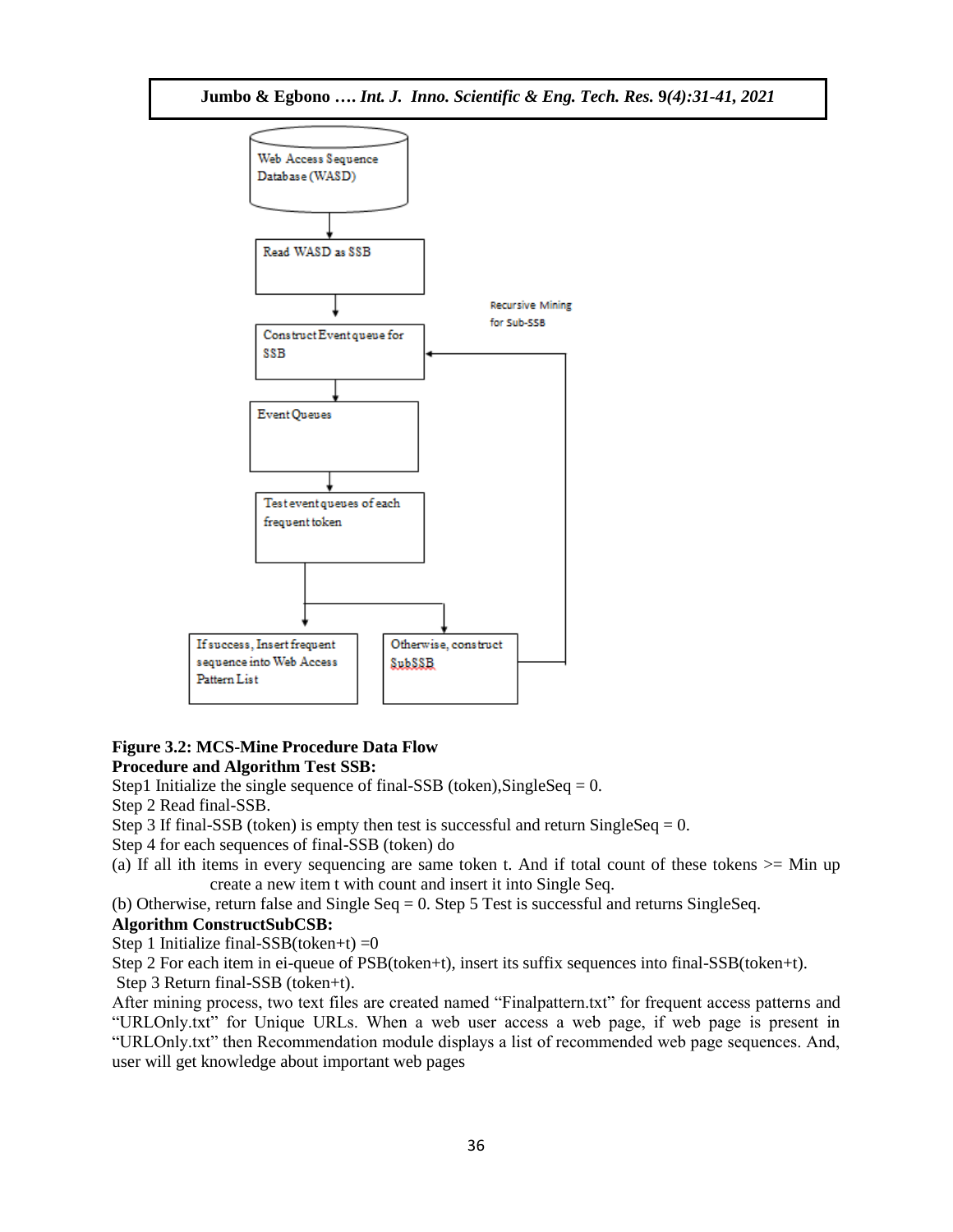Web Access Sequence Database (WASD)

Read WASD as SSB

Construct Event queue for SSB

Recursive Mining for Sub-SSB

Event Queues

Test event queues of each frequent token

If success, Insert frequent sequence into Web Access Pattern List

Otherwise, construct SubSSB

**Figure 3.2: MCS-Mine Procedure Data Flow**

**Procedure and Algorithm Test SSB:**

Step1 Initialize the single sequence of final-SSB (token),SingleSeq = 0.

Step 2 Read final-SSB.

Step 3 If final-SSB (token) is empty then test is successful and return SingleSeq = 0.

Step 4 for each sequences of final-SSB (token) do

(a) If all ith items in every sequencing are same token t. And if total count of these tokens >= Min up create a new item t with count and insert it into Single Seq.

(b) Otherwise, return false and Single Seq = 0. Step 5 Test is successful and returns SingleSeq.

**Algorithm ConstructSubCSB:**

Step 1 Initialize final-SSB(token+t) =0

Step 2 For each item in ei-queue of PSB(token+t), insert its suffix sequences into final-SSB(token+t).

Step 3 Return final-SSB (token+t).

After mining process, two text files are created named "Finalpattern.txt" for frequent access patterns and "URLOnly.txt" for Unique URLs. When a web user access a web page, if web page is present in "URLOnly.txt" then Recommendation module displays a list of recommended web page sequences. And, user will get knowledge about important web pages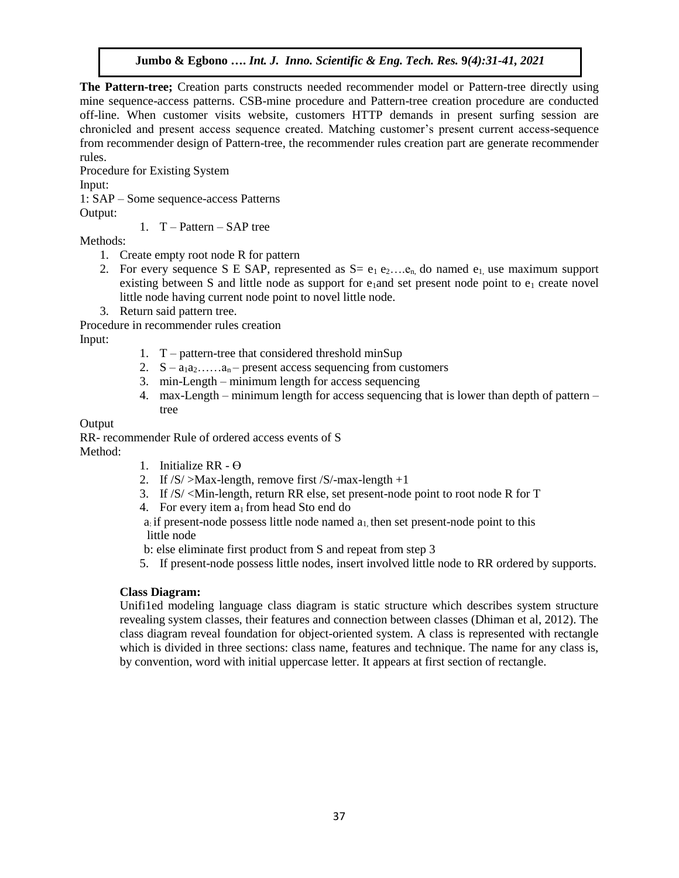**The Pattern-tree;** Creation parts constructs needed recommender model or Pattern-tree directly using mine sequence-access patterns. CSB-mine procedure and Pattern-tree creation procedure are conducted off-line. When customer visits website, customers HTTP demands in present surfing session are chronicled and present access sequence created. Matching customer's present current access-sequence from recommender design of Pattern-tree, the recommender rules creation part are generate recommender rules.

Procedure for Existing System

Input:

1: SAP – Some sequence-access Patterns

Output:

1. T – Pattern – SAP tree

Methods:

1. Create empty root node R for pattern
2. For every sequence S E SAP, represented as S= $e_1$ $e_2$….$e_n$, do named $e_1$, use maximum support existing between S and little node as support for $e_1$and set present node point to $e_1$ create novel little node having current node point to novel little node.
3. Return said pattern tree.

Procedure in recommender rules creation

Input:

1. T – pattern-tree that considered threshold minSup
2. S – $a_1a_2$……$a_n$ – present access sequencing from customers
3. min-Length – minimum length for access sequencing
4. max-Length – minimum length for access sequencing that is lower than depth of pattern –tree

Output

RR- recommender Rule of ordered access events of S

Method:

1. Initialize RR - Ѳ
2. If /S/ >Max-length, remove first /S/-max-length +1
3. If /S/ <Min-length, return RR else, set present-node point to root node R for T
4. For every item $a_1$ from head Sto end do

   a: if present-node possess little node named $a_1$, then set present-node point to this little node

   b: else eliminate first product from S and repeat from step 3
5. If present-node possess little nodes, insert involved little node to RR ordered by supports.

**Class Diagram:**

Unifi1ed modeling language class diagram is static structure which describes system structure revealing system classes, their features and connection between classes (Dhiman et al, 2012). The class diagram reveal foundation for object-oriented system. A class is represented with rectangle which is divided in three sections: class name, features and technique. The name for any class is, by convention, word with initial uppercase letter. It appears at first section of rectangle.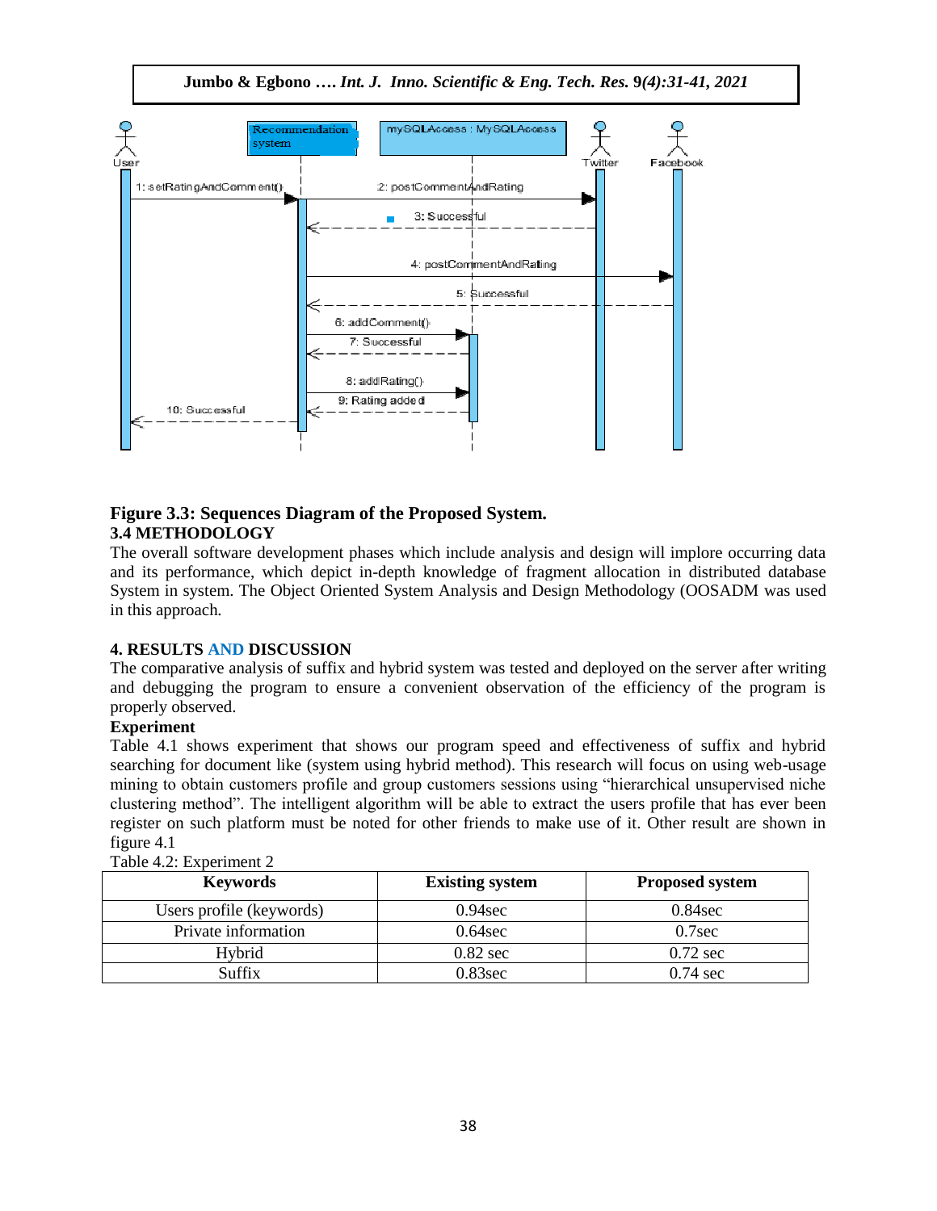**Figure 3.3: Sequences Diagram of the Proposed System.**

### 3.4 METHODOLOGY

The overall software development phases which include analysis and design will implore occurring data and its performance, which depict in-depth knowledge of fragment allocation in distributed database System in system. The Object Oriented System Analysis and Design Methodology (OOSADM was used in this approach.

## 4. RESULTS AND DISCUSSION

The comparative analysis of suffix and hybrid system was tested and deployed on the server after writing and debugging the program to ensure a convenient observation of the efficiency of the program is properly observed.

### Experiment

Table 4.1 shows experiment that shows our program speed and effectiveness of suffix and hybrid searching for document like (system using hybrid method). This research will focus on using web-usage mining to obtain customers profile and group customers sessions using "hierarchical unsupervised niche clustering method". The intelligent algorithm will be able to extract the users profile that has ever been register on such platform must be noted for other friends to make use of it. Other result are shown in figure 4.1

Table 4.2: Experiment 2

| Keywords | Existing system | Proposed system |
|---|---|---|
| Users profile (keywords) | 0.94sec | 0.84sec |
| Private information | 0.64sec | 0.7sec |
| Hybrid | 0.82 sec | 0.72 sec |
| Suffix | 0.83sec | 0.74 sec |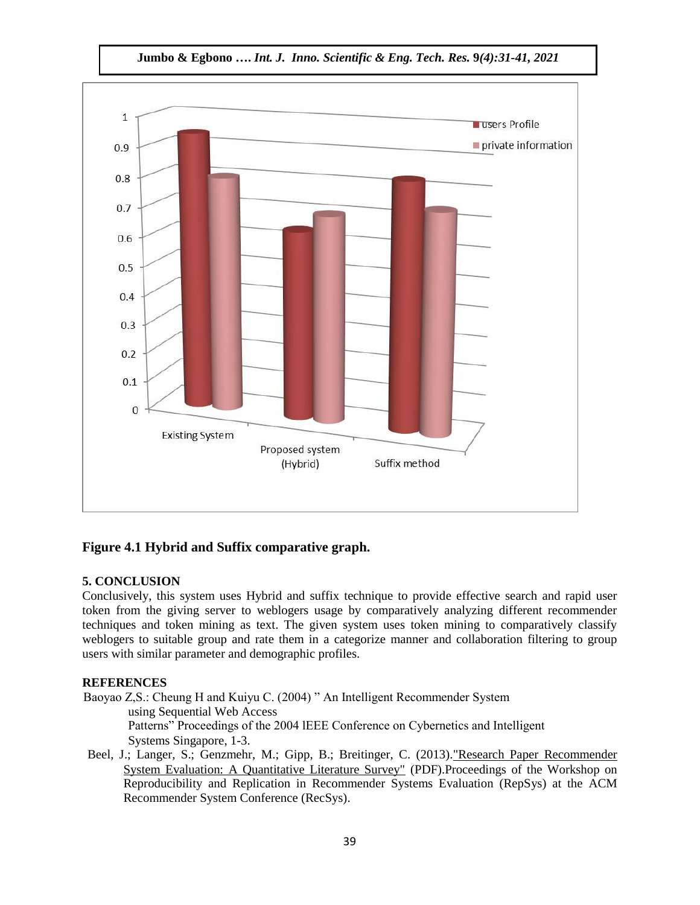**Figure 4.1 Hybrid and Suffix comparative graph.**

## 5. CONCLUSION

Conclusively, this system uses Hybrid and suffix technique to provide effective search and rapid user token from the giving server to weblogers usage by comparatively analyzing different recommender techniques and token mining as text. The given system uses token mining to comparatively classify weblogers to suitable group and rate them in a categorize manner and collaboration filtering to group users with similar parameter and demographic profiles.

## REFERENCES

Baoyao Z,S.: Cheung H and Kuiyu C. (2004) " An Intelligent Recommender System using Sequential Web Access Patterns" Proceedings of the 2004 IEEE Conference on Cybernetics and Intelligent Systems Singapore, 1-3.

Beel, J.; Langer, S.; Genzmehr, M.; Gipp, B.; Breitinger, C. (2013)."Research Paper Recommender System Evaluation: A Quantitative Literature Survey" (PDF).Proceedings of the Workshop on Reproducibility and Replication in Recommender Systems Evaluation (RepSys) at the ACM Recommender System Conference (RecSys).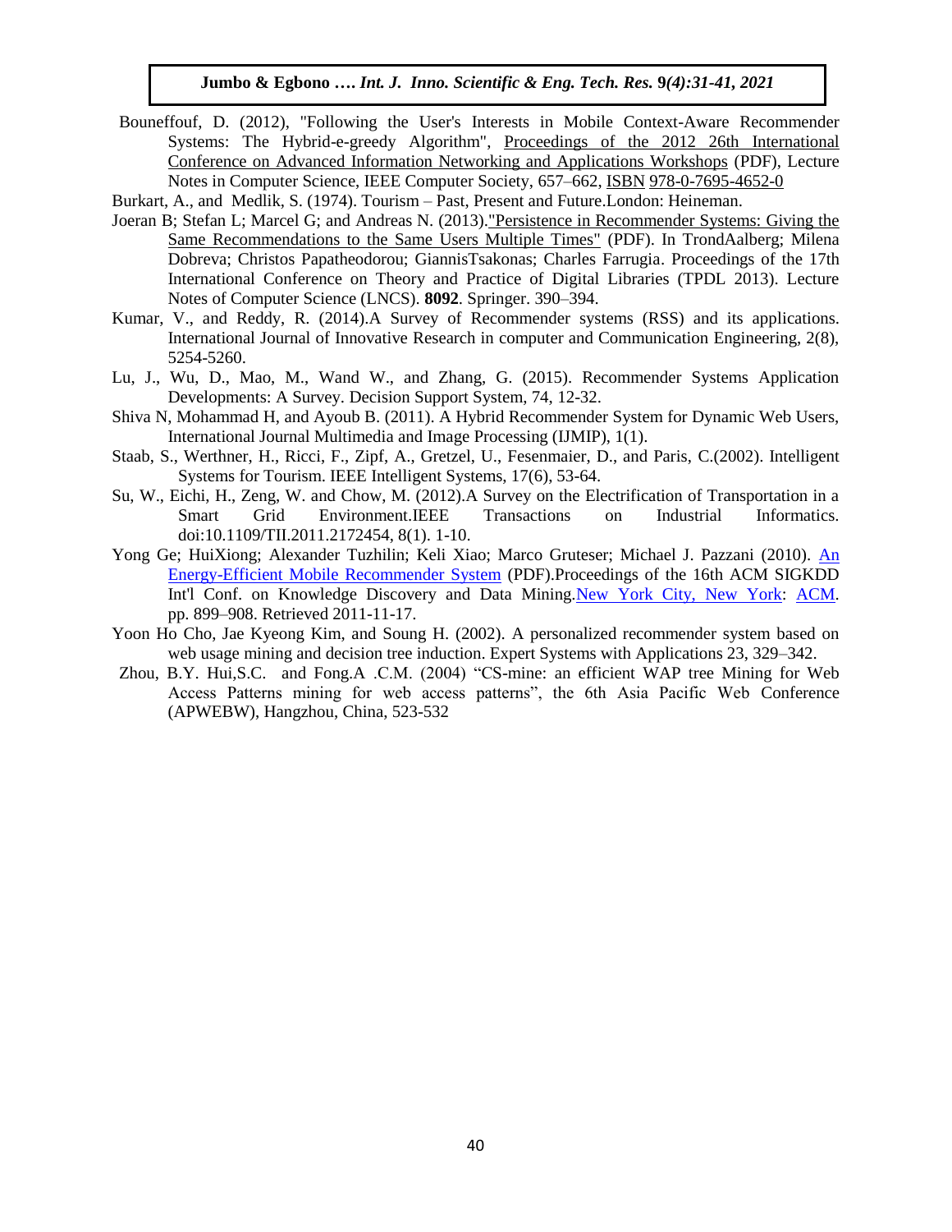Bouneffouf, D. (2012), "Following the User's Interests in Mobile Context-Aware Recommender Systems: The Hybrid-e-greedy Algorithm", Proceedings of the 2012 26th International Conference on Advanced Information Networking and Applications Workshops (PDF), Lecture Notes in Computer Science, IEEE Computer Society, 657–662, ISBN 978-0-7695-4652-0

Burkart, A., and Medlik, S. (1974). Tourism – Past, Present and Future.London: Heineman.

Joeran B; Stefan L; Marcel G; and Andreas N. (2013)."Persistence in Recommender Systems: Giving the Same Recommendations to the Same Users Multiple Times" (PDF). In TrondAalberg; Milena Dobreva; Christos Papatheodorou; GiannisTsakonas; Charles Farrugia. Proceedings of the 17th International Conference on Theory and Practice of Digital Libraries (TPDL 2013). Lecture Notes of Computer Science (LNCS). **8092**. Springer. 390–394.

Kumar, V., and Reddy, R. (2014).A Survey of Recommender systems (RSS) and its applications. International Journal of Innovative Research in computer and Communication Engineering, 2(8), 5254-5260.

Lu, J., Wu, D., Mao, M., Wand W., and Zhang, G. (2015). Recommender Systems Application Developments: A Survey. Decision Support System, 74, 12-32.

Shiva N, Mohammad H, and Ayoub B. (2011). A Hybrid Recommender System for Dynamic Web Users, International Journal Multimedia and Image Processing (IJMIP), 1(1).

Staab, S., Werthner, H., Ricci, F., Zipf, A., Gretzel, U., Fesenmaier, D., and Paris, C.(2002). Intelligent Systems for Tourism. IEEE Intelligent Systems, 17(6), 53-64.

Su, W., Eichi, H., Zeng, W. and Chow, M. (2012).A Survey on the Electrification of Transportation in a Smart Grid Environment.IEEE Transactions on Industrial Informatics. doi:10.1109/TII.2011.2172454, 8(1). 1-10.

Yong Ge; HuiXiong; Alexander Tuzhilin; Keli Xiao; Marco Gruteser; Michael J. Pazzani (2010). An Energy-Efficient Mobile Recommender System (PDF).Proceedings of the 16th ACM SIGKDD Int'l Conf. on Knowledge Discovery and Data Mining.New York City, New York: ACM. pp. 899–908. Retrieved 2011-11-17.

Yoon Ho Cho, Jae Kyeong Kim, and Soung H. (2002). A personalized recommender system based on web usage mining and decision tree induction. Expert Systems with Applications 23, 329–342.

Zhou, B.Y. Hui,S.C. and Fong.A .C.M. (2004) "CS-mine: an efficient WAP tree Mining for Web Access Patterns mining for web access patterns", the 6th Asia Pacific Web Conference (APWEBW), Hangzhou, China, 523-532